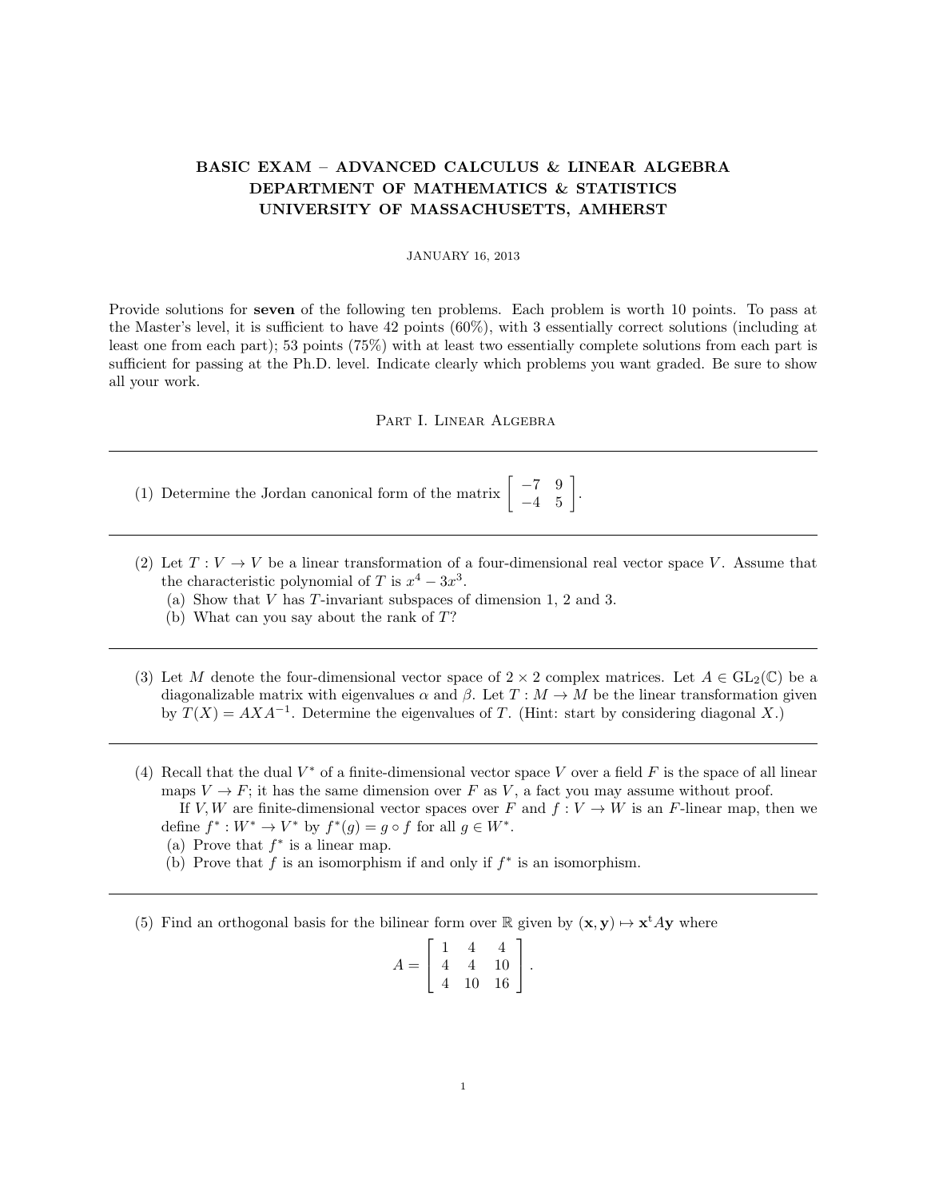# BASIC EXAM – ADVANCED CALCULUS & LINEAR ALGEBRA
# DEPARTMENT OF MATHEMATICS & STATISTICS
# UNIVERSITY OF MASSACHUSETTS, AMHERST

JANUARY 16, 2013

Provide solutions for **seven** of the following ten problems. Each problem is worth 10 points. To pass at the Master's level, it is sufficient to have 42 points (60%), with 3 essentially correct solutions (including at least one from each part); 53 points (75%) with at least two essentially complete solutions from each part is sufficient for passing at the Ph.D. level. Indicate clearly which problems you want graded. Be sure to show all your work.

## Part I. Linear Algebra

---

(1) Determine the Jordan canonical form of the matrix $\begin{bmatrix} -7 & 9 \\ -4 & 5 \end{bmatrix}$.

---

(2) Let $T : V \to V$ be a linear transformation of a four-dimensional real vector space $V$. Assume that the characteristic polynomial of $T$ is $x^4 - 3x^3$.

(a) Show that $V$ has $T$-invariant subspaces of dimension 1, 2 and 3.

(b) What can you say about the rank of $T$?

---

(3) Let $M$ denote the four-dimensional vector space of $2 \times 2$ complex matrices. Let $A \in \mathrm{GL}_2(\mathbb{C})$ be a diagonalizable matrix with eigenvalues $\alpha$ and $\beta$. Let $T : M \to M$ be the linear transformation given by $T(X) = AXA^{-1}$. Determine the eigenvalues of $T$. (Hint: start by considering diagonal $X$.)

---

(4) Recall that the dual $V^*$ of a finite-dimensional vector space $V$ over a field $F$ is the space of all linear maps $V \to F$; it has the same dimension over $F$ as $V$, a fact you may assume without proof.

If $V, W$ are finite-dimensional vector spaces over $F$ and $f : V \to W$ is an $F$-linear map, then we define $f^* : W^* \to V^*$ by $f^*(g) = g \circ f$ for all $g \in W^*$.

(a) Prove that $f^*$ is a linear map.

(b) Prove that $f$ is an isomorphism if and only if $f^*$ is an isomorphism.

---

(5) Find an orthogonal basis for the bilinear form over $\mathbb{R}$ given by $(\mathbf{x}, \mathbf{y}) \mapsto \mathbf{x}^t A \mathbf{y}$ where

$$A = \begin{bmatrix} 1 & 4 & 4 \\ 4 & 4 & 10 \\ 4 & 10 & 16 \end{bmatrix}.$$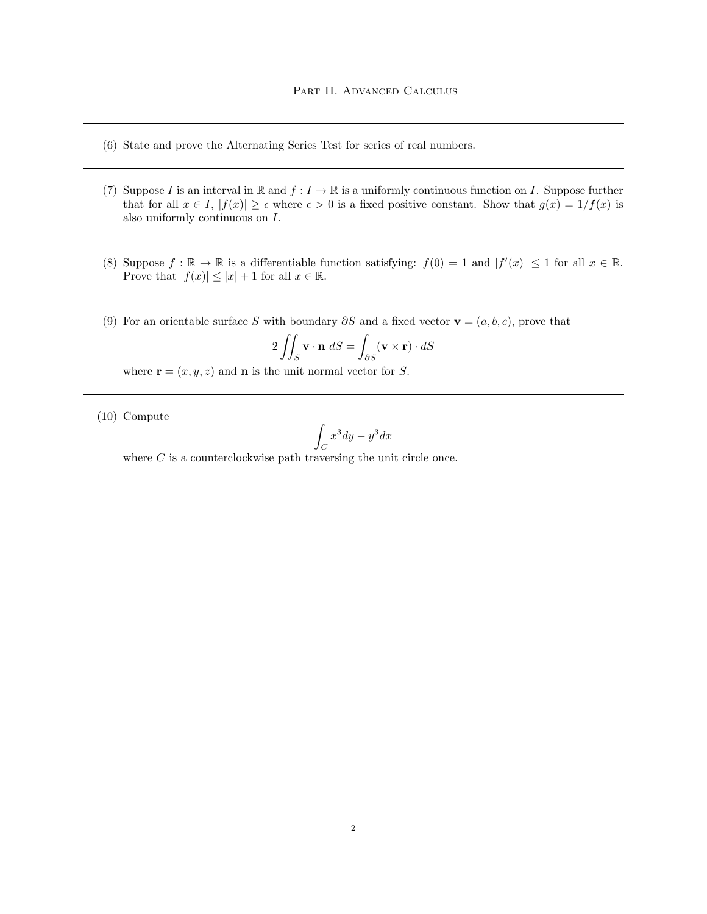## Part II. Advanced Calculus

---

(6) State and prove the Alternating Series Test for series of real numbers.

---

(7) Suppose $I$ is an interval in $\mathbb{R}$ and $f : I \to \mathbb{R}$ is a uniformly continuous function on $I$. Suppose further that for all $x \in I$, $|f(x)| \geq \epsilon$ where $\epsilon > 0$ is a fixed positive constant. Show that $g(x) = 1/f(x)$ is also uniformly continuous on $I$.

---

(8) Suppose $f : \mathbb{R} \to \mathbb{R}$ is a differentiable function satisfying: $f(0) = 1$ and $|f'(x)| \leq 1$ for all $x \in \mathbb{R}$. Prove that $|f(x)| \leq |x| + 1$ for all $x \in \mathbb{R}$.

---

(9) For an orientable surface $S$ with boundary $\partial S$ and a fixed vector $\mathbf{v} = (a, b, c)$, prove that

$$2 \iint_S \mathbf{v} \cdot \mathbf{n} \, dS = \int_{\partial S} (\mathbf{v} \times \mathbf{r}) \cdot dS$$

where $\mathbf{r} = (x, y, z)$ and $\mathbf{n}$ is the unit normal vector for $S$.

---

(10) Compute

$$\int_C x^3 dy - y^3 dx$$

where $C$ is a counterclockwise path traversing the unit circle once.

---